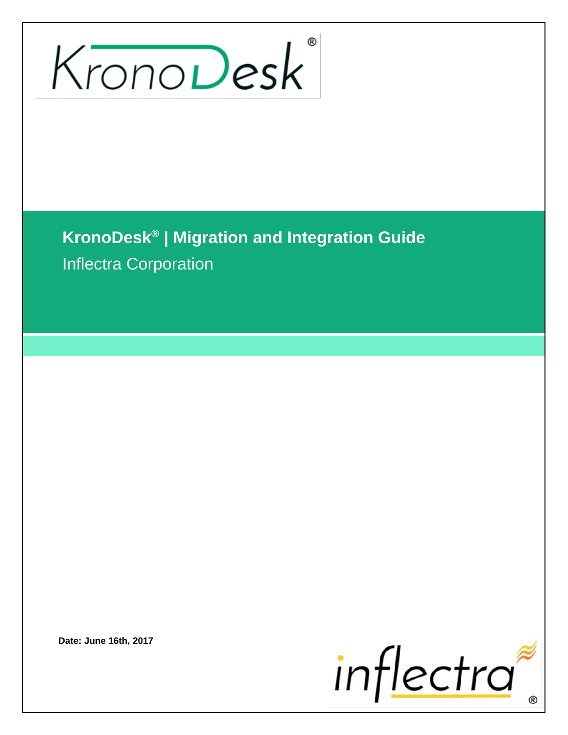# KronoDesk® | Migration and Integration Guide

Inflectra Corporation

**Date: June 16th, 2017**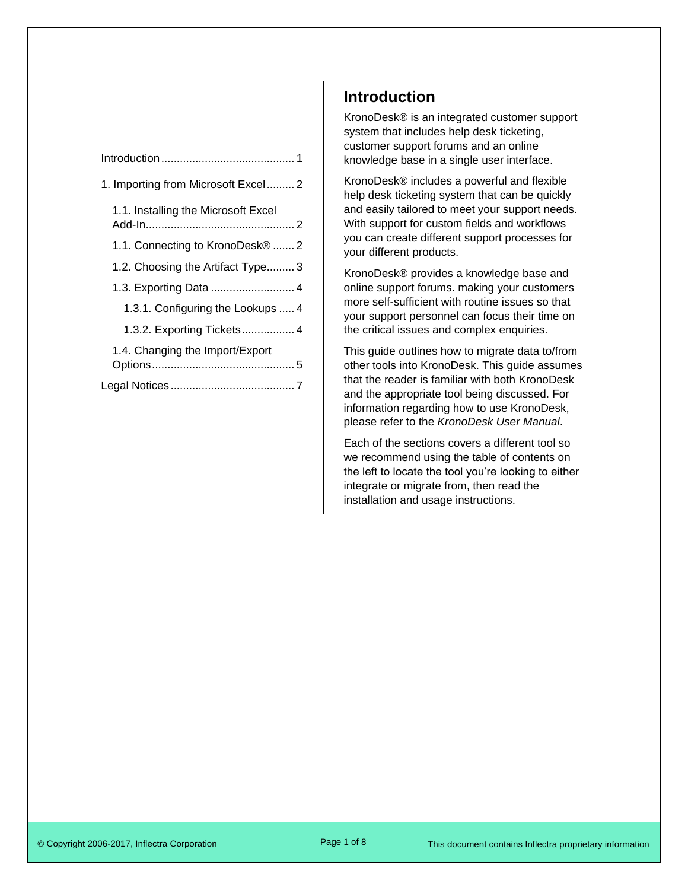Introduction ........................................... 1

1. Importing from Microsoft Excel ......... 2

1.1. Installing the Microsoft Excel Add-In................................................ 2

1.1. Connecting to KronoDesk® ....... 2

1.2. Choosing the Artifact Type......... 3

1.3. Exporting Data ........................... 4

1.3.1. Configuring the Lookups ..... 4

1.3.2. Exporting Tickets................. 4

1.4. Changing the Import/Export Options.............................................. 5

Legal Notices ........................................ 7

# Introduction

KronoDesk® is an integrated customer support system that includes help desk ticketing, customer support forums and an online knowledge base in a single user interface.

KronoDesk® includes a powerful and flexible help desk ticketing system that can be quickly and easily tailored to meet your support needs. With support for custom fields and workflows you can create different support processes for your different products.

KronoDesk® provides a knowledge base and online support forums. making your customers more self-sufficient with routine issues so that your support personnel can focus their time on the critical issues and complex enquiries.

This guide outlines how to migrate data to/from other tools into KronoDesk. This guide assumes that the reader is familiar with both KronoDesk and the appropriate tool being discussed. For information regarding how to use KronoDesk, please refer to the *KronoDesk User Manual*.

Each of the sections covers a different tool so we recommend using the table of contents on the left to locate the tool you're looking to either integrate or migrate from, then read the installation and usage instructions.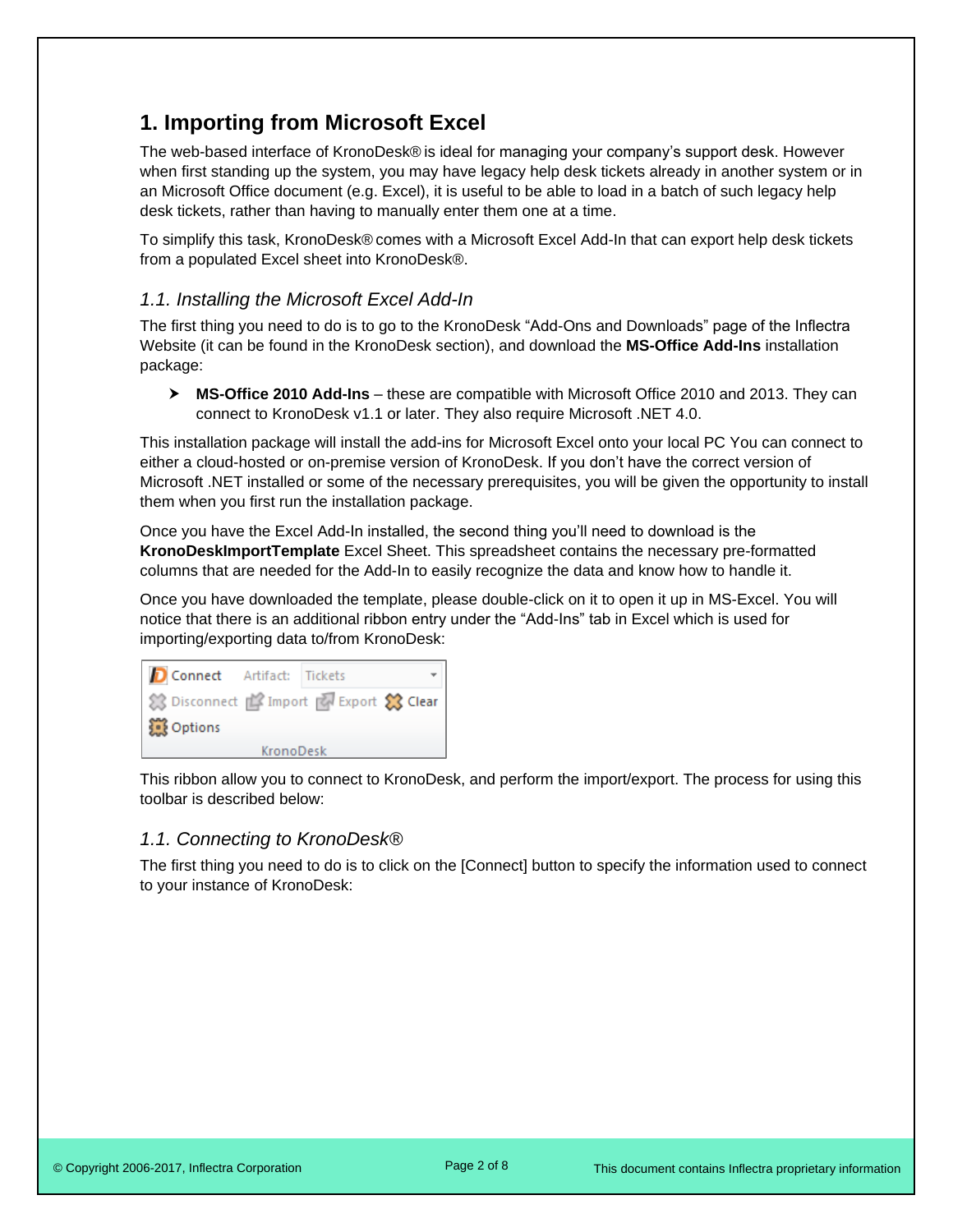# 1. Importing from Microsoft Excel

The web-based interface of KronoDesk® is ideal for managing your company's support desk. However when first standing up the system, you may have legacy help desk tickets already in another system or in an Microsoft Office document (e.g. Excel), it is useful to be able to load in a batch of such legacy help desk tickets, rather than having to manually enter them one at a time.

To simplify this task, KronoDesk® comes with a Microsoft Excel Add-In that can export help desk tickets from a populated Excel sheet into KronoDesk®.

## *1.1. Installing the Microsoft Excel Add-In*

The first thing you need to do is to go to the KronoDesk "Add-Ons and Downloads" page of the Inflectra Website (it can be found in the KronoDesk section), and download the **MS-Office Add-Ins** installation package:

- **MS-Office 2010 Add-Ins** – these are compatible with Microsoft Office 2010 and 2013. They can connect to KronoDesk v1.1 or later. They also require Microsoft .NET 4.0.

This installation package will install the add-ins for Microsoft Excel onto your local PC You can connect to either a cloud-hosted or on-premise version of KronoDesk. If you don't have the correct version of Microsoft .NET installed or some of the necessary prerequisites, you will be given the opportunity to install them when you first run the installation package.

Once you have the Excel Add-In installed, the second thing you'll need to download is the **KronoDeskImportTemplate** Excel Sheet. This spreadsheet contains the necessary pre-formatted columns that are needed for the Add-In to easily recognize the data and know how to handle it.

Once you have downloaded the template, please double-click on it to open it up in MS-Excel. You will notice that there is an additional ribbon entry under the "Add-Ins" tab in Excel which is used for importing/exporting data to/from KronoDesk:

Connect Artifact: Tickets
Disconnect Import Export Clear
Options
KronoDesk

This ribbon allow you to connect to KronoDesk, and perform the import/export. The process for using this toolbar is described below:

## *1.1. Connecting to KronoDesk®*

The first thing you need to do is to click on the [Connect] button to specify the information used to connect to your instance of KronoDesk: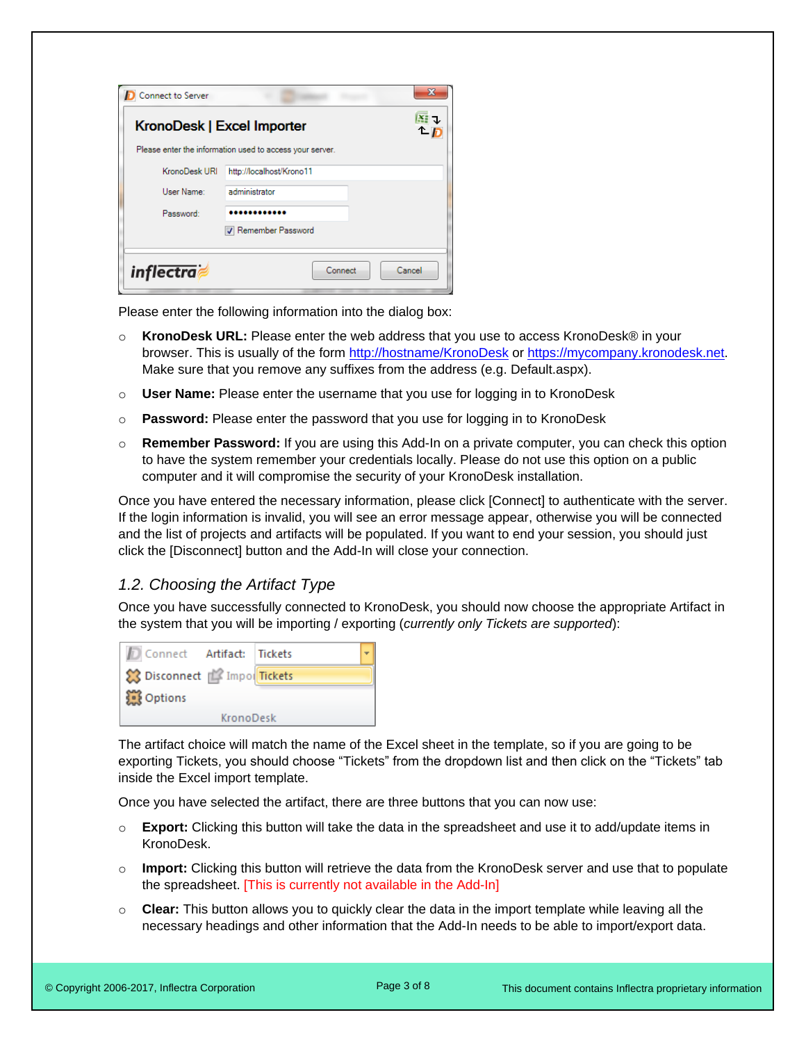Please enter the following information into the dialog box:

- **KronoDesk URL:** Please enter the web address that you use to access KronoDesk® in your browser. This is usually of the form http://hostname/KronoDesk or https://mycompany.kronodesk.net. Make sure that you remove any suffixes from the address (e.g. Default.aspx).
- **User Name:** Please enter the username that you use for logging in to KronoDesk
- **Password:** Please enter the password that you use for logging in to KronoDesk
- **Remember Password:** If you are using this Add-In on a private computer, you can check this option to have the system remember your credentials locally. Please do not use this option on a public computer and it will compromise the security of your KronoDesk installation.

Once you have entered the necessary information, please click [Connect] to authenticate with the server. If the login information is invalid, you will see an error message appear, otherwise you will be connected and the list of projects and artifacts will be populated. If you want to end your session, you should just click the [Disconnect] button and the Add-In will close your connection.

### *1.2. Choosing the Artifact Type*

Once you have successfully connected to KronoDesk, you should now choose the appropriate Artifact in the system that you will be importing / exporting (*currently only Tickets are supported*):

The artifact choice will match the name of the Excel sheet in the template, so if you are going to be exporting Tickets, you should choose "Tickets" from the dropdown list and then click on the "Tickets" tab inside the Excel import template.

Once you have selected the artifact, there are three buttons that you can now use:

- **Export:** Clicking this button will take the data in the spreadsheet and use it to add/update items in KronoDesk.
- **Import:** Clicking this button will retrieve the data from the KronoDesk server and use that to populate the spreadsheet. [This is currently not available in the Add-In]
- **Clear:** This button allows you to quickly clear the data in the import template while leaving all the necessary headings and other information that the Add-In needs to be able to import/export data.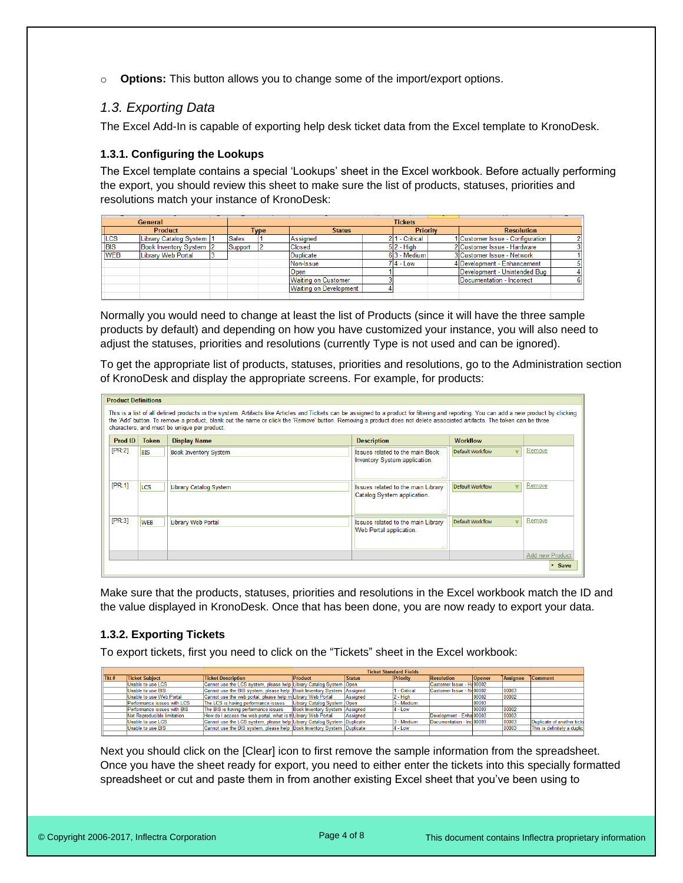- **Options:** This button allows you to change some of the import/export options.

## *1.3. Exporting Data*

The Excel Add-In is capable of exporting help desk ticket data from the Excel template to KronoDesk.

### 1.3.1. Configuring the Lookups

The Excel template contains a special 'Lookups' sheet in the Excel workbook. Before actually performing the export, you should review this sheet to make sure the list of products, statuses, priorities and resolutions match your instance of KronoDesk:

| General | | | | | Tickets | | | | | |
|---|---|---|---|---|---|---|---|---|---|---|
| Product | | | Type | | Status | | Priority | | Resolution | |
| LCS | Library Catalog System | 1 | Sales | 1 | Assigned | 2 | 1 - Critical | 1 | Customer Issue - Configuration | 2 |
| BIS | Book Inventory System | 2 | Support | 2 | Closed | 5 | 2 - High | 2 | Customer Issue - Hardware | 3 |
| WEB | Library Web Portal | 3 | | | Duplicate | 6 | 3 - Medium | 3 | Customer Issue - Network | 1 |
| | | | | | Non-Issue | 7 | 4 - Low | 4 | Development - Enhancement | 5 |
| | | | | | Open | 1 | | | Development - Unintended Bug | 4 |
| | | | | | Waiting on Customer | 3 | | | Documentation - Incorrect | 6 |
| | | | | | Waiting on Development | 4 | | | | |

Normally you would need to change at least the list of Products (since it will have the three sample products by default) and depending on how you have customized your instance, you will also need to adjust the statuses, priorities and resolutions (currently Type is not used and can be ignored).

To get the appropriate list of products, statuses, priorities and resolutions, go to the Administration section of KronoDesk and display the appropriate screens. For example, for products:

**Product Definitions**

This is a list of all defined products in the system. Artifacts like Articles and Tickets can be assigned to a product for filtering and reporting. You can add a new product by clicking the 'Add' button. To remove a product, blank out the name or click the 'Remove' button. Removing a product does not delete associated artifacts. The token can be three characters, and must be unique per product.

| Prod ID | Token | Display Name | Description | Workflow | |
|---|---|---|---|---|---|
| [PR:2] | BIS | Book Inventory System | Issues related to the main Book Inventory System application. | Default Workflow | Remove |
| [PR:1] | LCS | Library Catalog System | Issues related to the main Library Catalog System application. | Default Workflow | Remove |
| [PR:3] | WEB | Library Web Portal | Issues related to the main Library Web Portal application. | Default Workflow | Remove |
| | | | | | Add new Product |

Save

Make sure that the products, statuses, priorities and resolutions in the Excel workbook match the ID and the value displayed in KronoDesk. Once that has been done, you are now ready to export your data.

### 1.3.2. Exporting Tickets

To export tickets, first you need to click on the "Tickets" sheet in the Excel workbook:

| | | Ticket Standard Fields | | | | | | | |
|---|---|---|---|---|---|---|---|---|---|
| Tkt # | Ticket Subject | Ticket Description | Product | Status | Priority | Resolution | Opener | Assignee | Comment |
| | Unable to use LCS | Cannot use the LCS system, please help | Library Catalog System | Open | | Customer Issue - Ha | 00002 | | |
| | Unable to use BIS | Cannot use the BIS system, please help | Book Inventory System | Assigned | 1 - Critical | Customer Issue - Ne | 00002 | 00003 | |
| | Unable to use Web Portal | Cannot use the web portal, please help m | Library Web Portal | Assigned | 2 - High | | 00002 | 00002 | |
| | Performance issues with LCS | The LCS is having performance issues | Library Catalog System | Open | 3 - Medium | | 00003 | | |
| | Performance issues with BIS | The BIS is having performance issues | Book Inventory System | Assigned | 4 - Low | | 00003 | 00002 | |
| | Not Reproducible limitation | How do I access the web portal, what is th | Library Web Portal | Assigned | | Development - Enha | 00003 | 00003 | |
| | Unable to use LCS | Cannot use the LCS system, please help | Library Catalog System | Duplicate | 3 - Medium | Documentation - Inc | 00003 | 00003 | Duplicate of another ticke |
| | Unable to use BIS | Cannot use the BIS system, please help | Book Inventory System | Duplicate | 4 - Low | | | 00003 | This is definitely a duplic |

Next you should click on the [Clear] icon to first remove the sample information from the spreadsheet. Once you have the sheet ready for export, you need to either enter the tickets into this specially formatted spreadsheet or cut and paste them in from another existing Excel sheet that you've been using to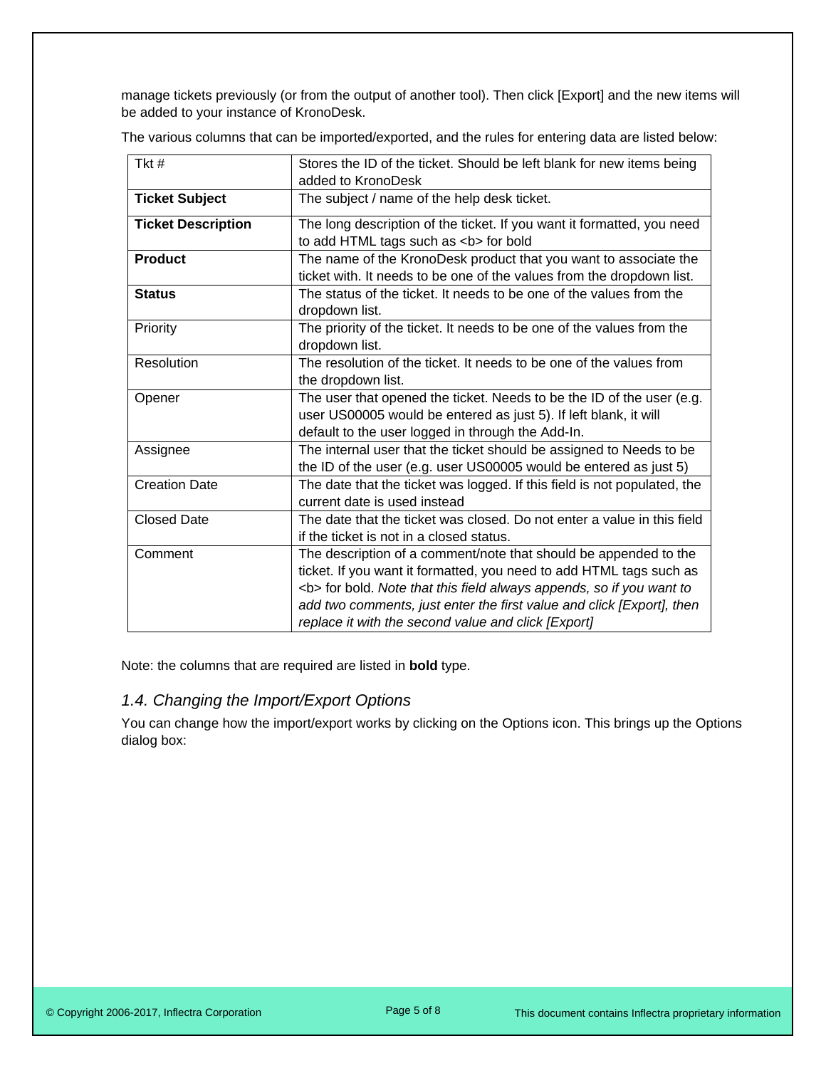manage tickets previously (or from the output of another tool). Then click [Export] and the new items will be added to your instance of KronoDesk.

The various columns that can be imported/exported, and the rules for entering data are listed below:

| Tkt # | Stores the ID of the ticket. Should be left blank for new items being added to KronoDesk |
|---|---|
| **Ticket Subject** | The subject / name of the help desk ticket. |
| **Ticket Description** | The long description of the ticket. If you want it formatted, you need to add HTML tags such as <b> for bold |
| **Product** | The name of the KronoDesk product that you want to associate the ticket with. It needs to be one of the values from the dropdown list. |
| **Status** | The status of the ticket. It needs to be one of the values from the dropdown list. |
| Priority | The priority of the ticket. It needs to be one of the values from the dropdown list. |
| Resolution | The resolution of the ticket. It needs to be one of the values from the dropdown list. |
| Opener | The user that opened the ticket. Needs to be the ID of the user (e.g. user US00005 would be entered as just 5). If left blank, it will default to the user logged in through the Add-In. |
| Assignee | The internal user that the ticket should be assigned to Needs to be the ID of the user (e.g. user US00005 would be entered as just 5) |
| Creation Date | The date that the ticket was logged. If this field is not populated, the current date is used instead |
| Closed Date | The date that the ticket was closed. Do not enter a value in this field if the ticket is not in a closed status. |
| Comment | The description of a comment/note that should be appended to the ticket. If you want it formatted, you need to add HTML tags such as <b> for bold. *Note that this field always appends, so if you want to add two comments, just enter the first value and click [Export], then replace it with the second value and click [Export]* |

Note: the columns that are required are listed in **bold** type.

### *1.4. Changing the Import/Export Options*

You can change how the import/export works by clicking on the Options icon. This brings up the Options dialog box: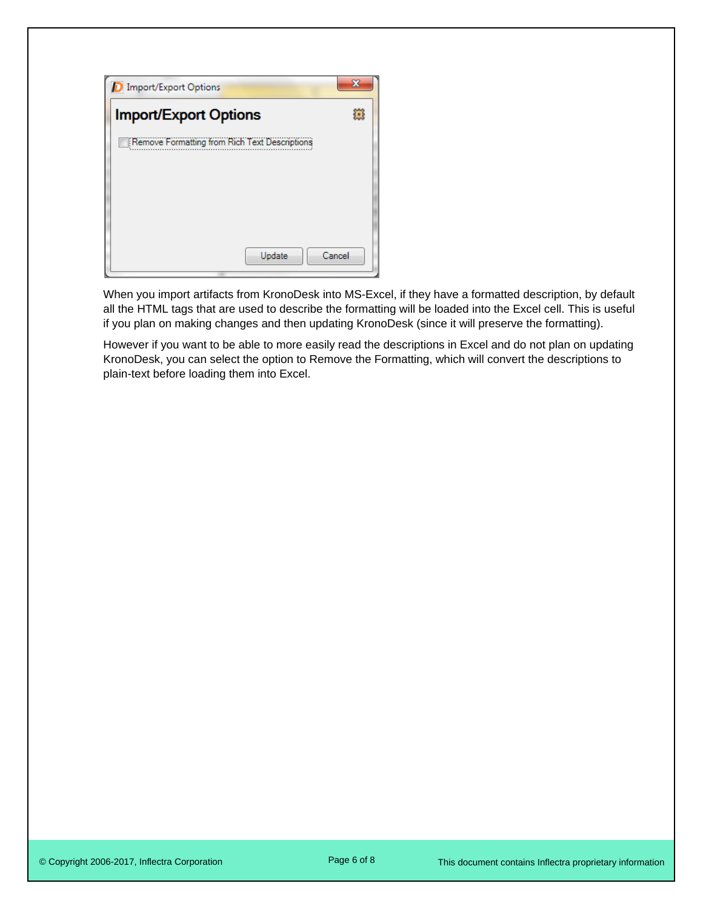When you import artifacts from KronoDesk into MS-Excel, if they have a formatted description, by default all the HTML tags that are used to describe the formatting will be loaded into the Excel cell. This is useful if you plan on making changes and then updating KronoDesk (since it will preserve the formatting).

However if you want to be able to more easily read the descriptions in Excel and do not plan on updating KronoDesk, you can select the option to Remove the Formatting, which will convert the descriptions to plain-text before loading them into Excel.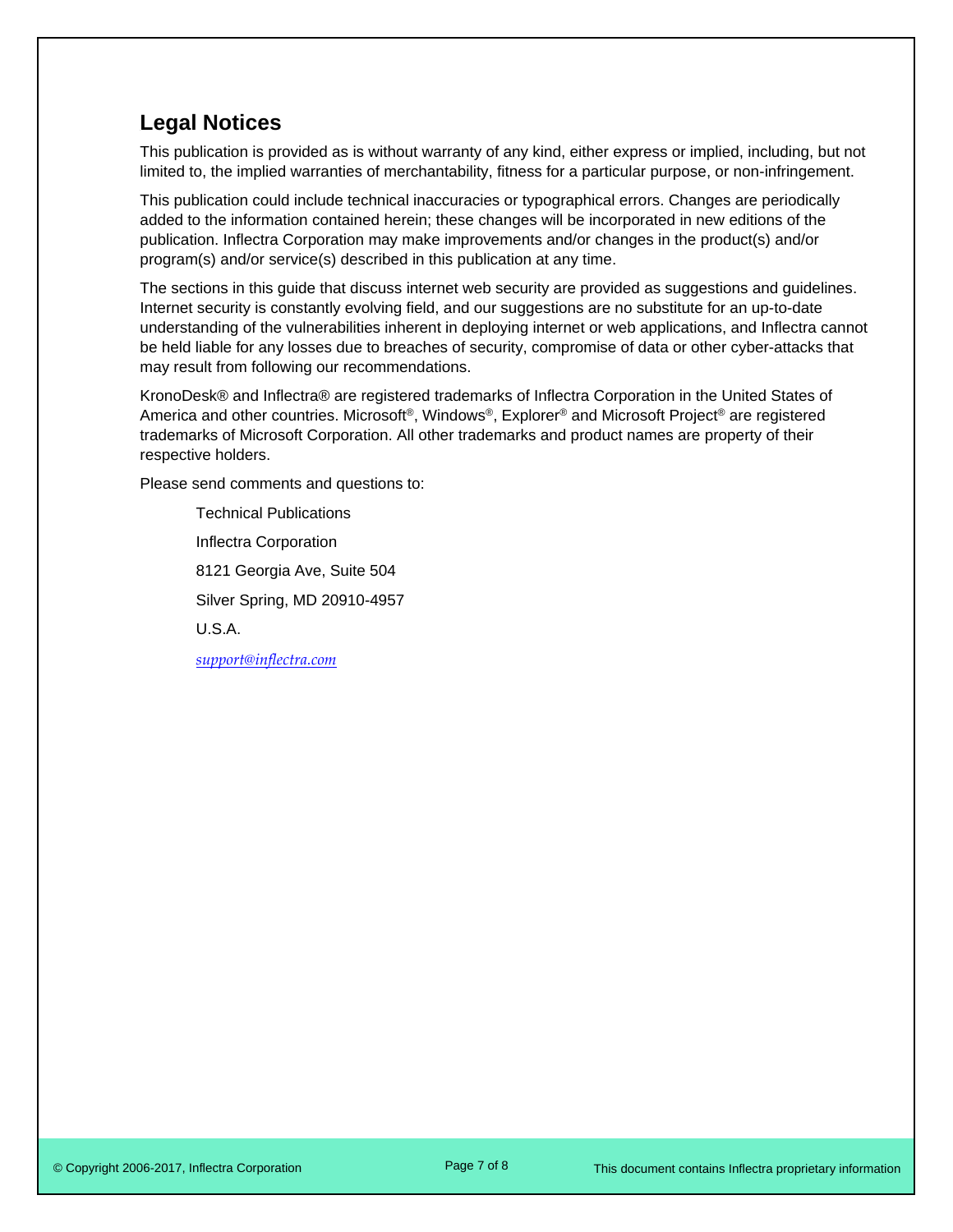## Legal Notices

This publication is provided as is without warranty of any kind, either express or implied, including, but not limited to, the implied warranties of merchantability, fitness for a particular purpose, or non-infringement.

This publication could include technical inaccuracies or typographical errors. Changes are periodically added to the information contained herein; these changes will be incorporated in new editions of the publication. Inflectra Corporation may make improvements and/or changes in the product(s) and/or program(s) and/or service(s) described in this publication at any time.

The sections in this guide that discuss internet web security are provided as suggestions and guidelines. Internet security is constantly evolving field, and our suggestions are no substitute for an up-to-date understanding of the vulnerabilities inherent in deploying internet or web applications, and Inflectra cannot be held liable for any losses due to breaches of security, compromise of data or other cyber-attacks that may result from following our recommendations.

KronoDesk® and Inflectra® are registered trademarks of Inflectra Corporation in the United States of America and other countries. Microsoft®, Windows®, Explorer® and Microsoft Project® are registered trademarks of Microsoft Corporation. All other trademarks and product names are property of their respective holders.

Please send comments and questions to:

Technical Publications

Inflectra Corporation

8121 Georgia Ave, Suite 504

Silver Spring, MD 20910-4957

U.S.A.

*support@inflectra.com*